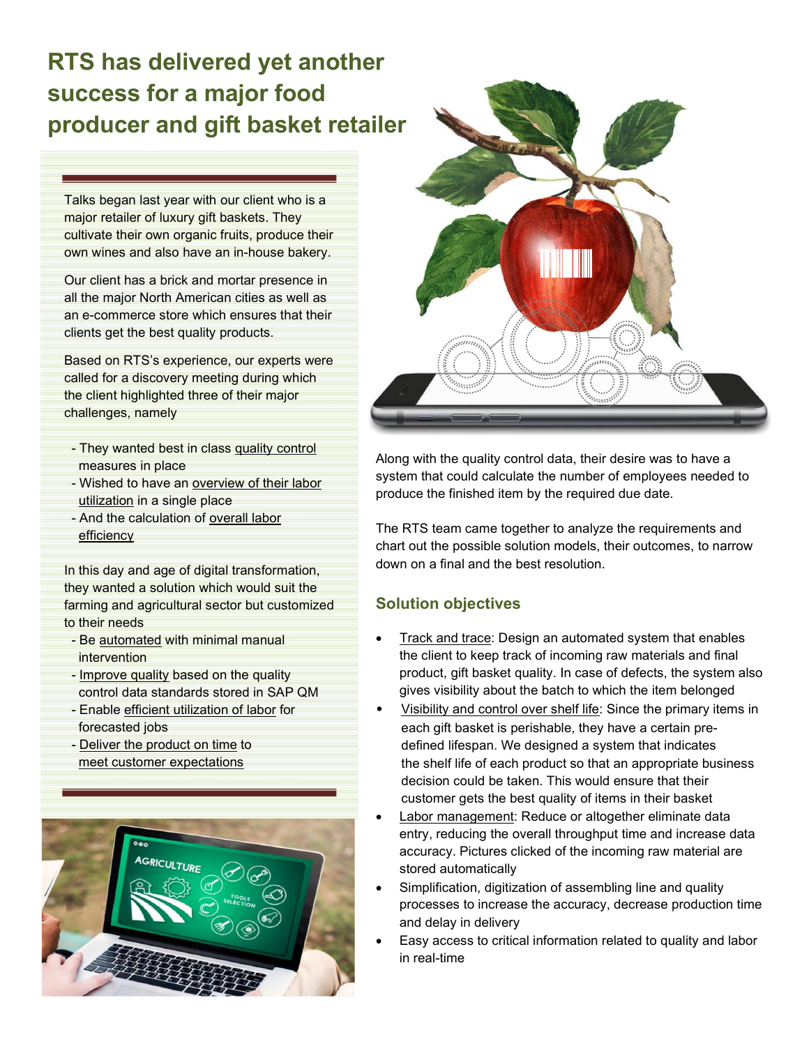# RTS has delivered yet another success for a major food producer and gift basket retailer

Talks began last year with our client who is a major retailer of luxury gift baskets. They cultivate their own organic fruits, produce their own wines and also have an in-house bakery.

Our client has a brick and mortar presence in all the major North American cities as well as an e-commerce store which ensures that their clients get the best quality products.

Based on RTS's experience, our experts were called for a discovery meeting during which the client highlighted three of their major challenges, namely

- They wanted best in class quality control measures in place
- Wished to have an overview of their labor utilization in a single place
- And the calculation of overall labor efficiency

In this day and age of digital transformation, they wanted a solution which would suit the farming and agricultural sector but customized to their needs

- Be automated with minimal manual intervention
- Improve quality based on the quality control data standards stored in SAP QM
- Enable efficient utilization of labor for forecasted jobs
- Deliver the product on time to meet customer expectations

Along with the quality control data, their desire was to have a system that could calculate the number of employees needed to produce the finished item by the required due date.

The RTS team came together to analyze the requirements and chart out the possible solution models, their outcomes, to narrow down on a final and the best resolution.

## Solution objectives

- Track and trace: Design an automated system that enables the client to keep track of incoming raw materials and final product, gift basket quality. In case of defects, the system also gives visibility about the batch to which the item belonged
- Visibility and control over shelf life: Since the primary items in each gift basket is perishable, they have a certain pre-defined lifespan. We designed a system that indicates the shelf life of each product so that an appropriate business decision could be taken. This would ensure that their customer gets the best quality of items in their basket
- Labor management: Reduce or altogether eliminate data entry, reducing the overall throughput time and increase data accuracy. Pictures clicked of the incoming raw material are stored automatically
- Simplification, digitization of assembling line and quality processes to increase the accuracy, decrease production time and delay in delivery
- Easy access to critical information related to quality and labor in real-time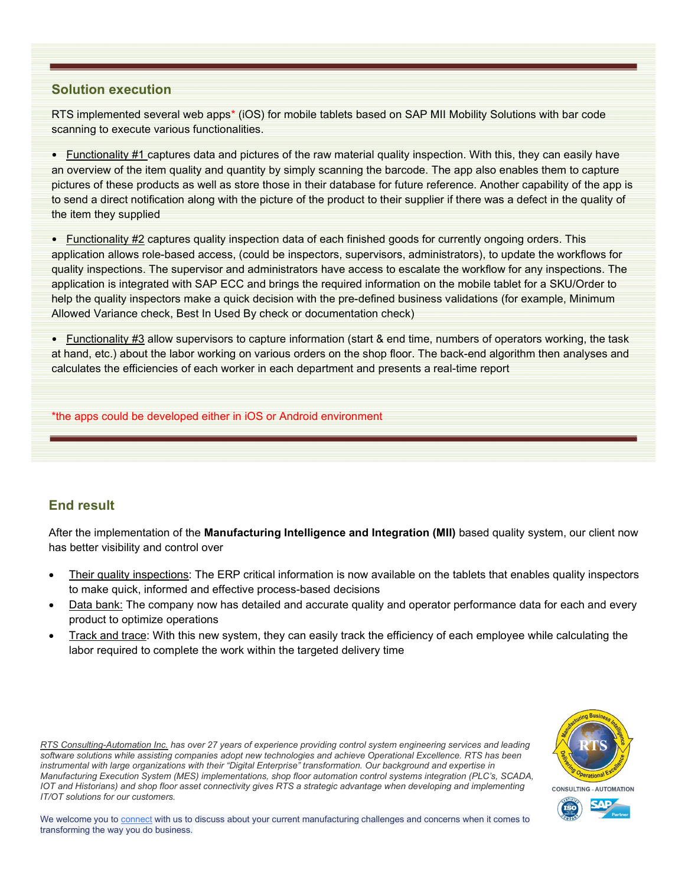## Solution execution

RTS implemented several web apps* (iOS) for mobile tablets based on SAP MII Mobility Solutions with bar code scanning to execute various functionalities.

- Functionality #1 captures data and pictures of the raw material quality inspection. With this, they can easily have an overview of the item quality and quantity by simply scanning the barcode. The app also enables them to capture pictures of these products as well as store those in their database for future reference. Another capability of the app is to send a direct notification along with the picture of the product to their supplier if there was a defect in the quality of the item they supplied

- Functionality #2 captures quality inspection data of each finished goods for currently ongoing orders. This application allows role-based access, (could be inspectors, supervisors, administrators), to update the workflows for quality inspections. The supervisor and administrators have access to escalate the workflow for any inspections. The application is integrated with SAP ECC and brings the required information on the mobile tablet for a SKU/Order to help the quality inspectors make a quick decision with the pre-defined business validations (for example, Minimum Allowed Variance check, Best In Used By check or documentation check)

- Functionality #3 allow supervisors to capture information (start & end time, numbers of operators working, the task at hand, etc.) about the labor working on various orders on the shop floor. The back-end algorithm then analyses and calculates the efficiencies of each worker in each department and presents a real-time report

*the apps could be developed either in iOS or Android environment

## End result

After the implementation of the **Manufacturing Intelligence and Integration (MII)** based quality system, our client now has better visibility and control over

- Their quality inspections: The ERP critical information is now available on the tablets that enables quality inspectors to make quick, informed and effective process-based decisions
- Data bank: The company now has detailed and accurate quality and operator performance data for each and every product to optimize operations
- Track and trace: With this new system, they can easily track the efficiency of each employee while calculating the labor required to complete the work within the targeted delivery time

*RTS Consulting-Automation Inc. has over 27 years of experience providing control system engineering services and leading software solutions while assisting companies adopt new technologies and achieve Operational Excellence. RTS has been instrumental with large organizations with their "Digital Enterprise" transformation. Our background and expertise in Manufacturing Execution System (MES) implementations, shop floor automation control systems integration (PLC's, SCADA, IOT and Historians) and shop floor asset connectivity gives RTS a strategic advantage when developing and implementing IT/OT solutions for our customers.*

We welcome you to connect with us to discuss about your current manufacturing challenges and concerns when it comes to transforming the way you do business.